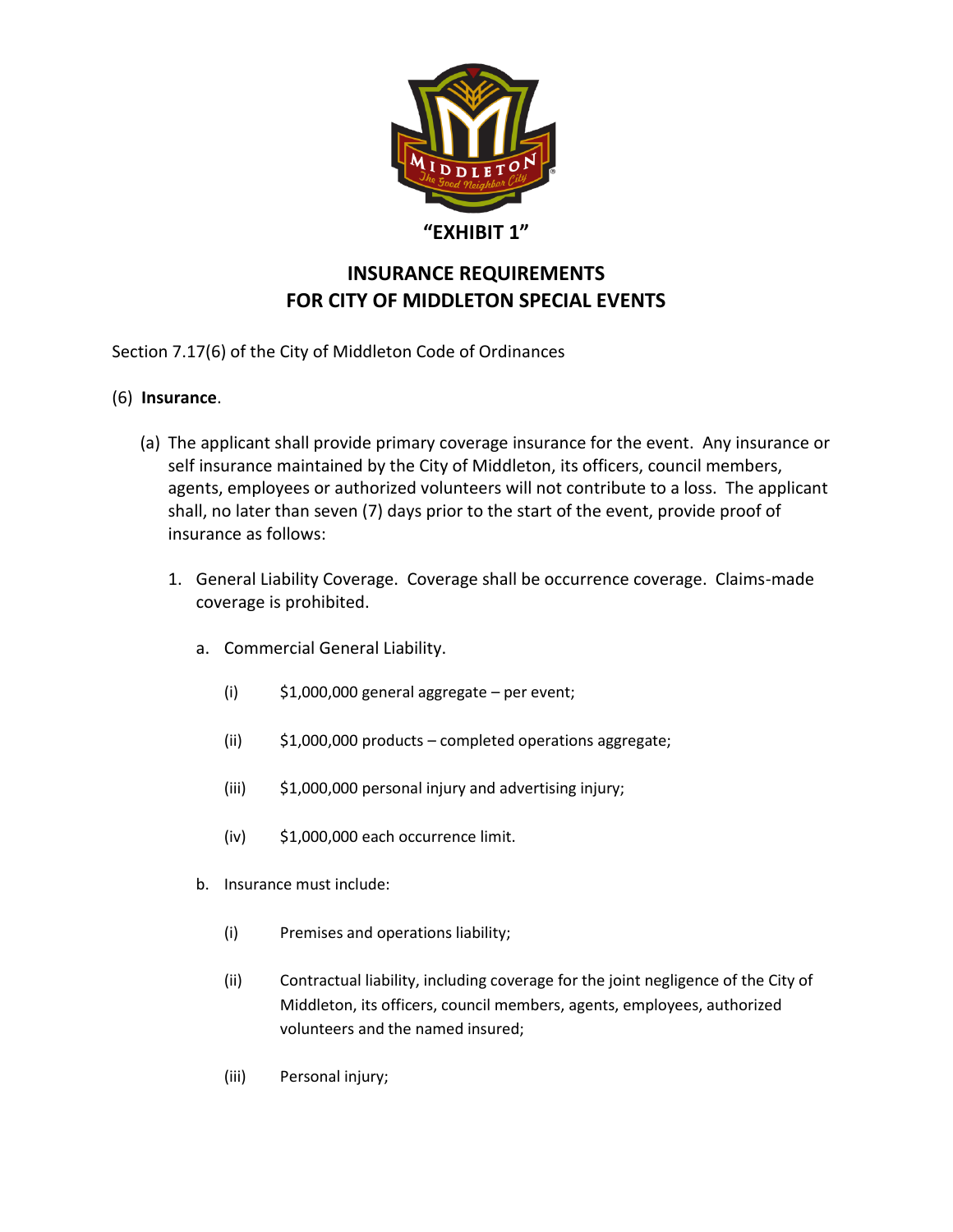**"EXHIBIT 1"**

# INSURANCE REQUIREMENTS FOR CITY OF MIDDLETON SPECIAL EVENTS

Section 7.17(6) of the City of Middleton Code of Ordinances

(6) **Insurance**.

(a) The applicant shall provide primary coverage insurance for the event. Any insurance or self insurance maintained by the City of Middleton, its officers, council members, agents, employees or authorized volunteers will not contribute to a loss. The applicant shall, no later than seven (7) days prior to the start of the event, provide proof of insurance as follows:

1. General Liability Coverage. Coverage shall be occurrence coverage. Claims-made coverage is prohibited.

   a. Commercial General Liability.

      (i) $1,000,000 general aggregate – per event;

      (ii) $1,000,000 products – completed operations aggregate;

      (iii) $1,000,000 personal injury and advertising injury;

      (iv) $1,000,000 each occurrence limit.

   b. Insurance must include:

      (i) Premises and operations liability;

      (ii) Contractual liability, including coverage for the joint negligence of the City of Middleton, its officers, council members, agents, employees, authorized volunteers and the named insured;

      (iii) Personal injury;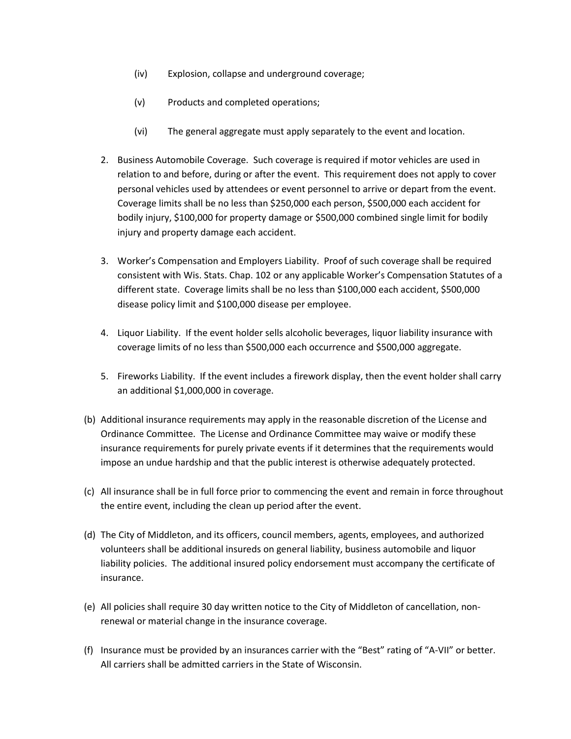(iv) Explosion, collapse and underground coverage;

    (v) Products and completed operations;

    (vi) The general aggregate must apply separately to the event and location.

2. Business Automobile Coverage. Such coverage is required if motor vehicles are used in relation to and before, during or after the event. This requirement does not apply to cover personal vehicles used by attendees or event personnel to arrive or depart from the event. Coverage limits shall be no less than $250,000 each person, $500,000 each accident for bodily injury, $100,000 for property damage or $500,000 combined single limit for bodily injury and property damage each accident.

3. Worker's Compensation and Employers Liability. Proof of such coverage shall be required consistent with Wis. Stats. Chap. 102 or any applicable Worker's Compensation Statutes of a different state. Coverage limits shall be no less than $100,000 each accident, $500,000 disease policy limit and $100,000 disease per employee.

4. Liquor Liability. If the event holder sells alcoholic beverages, liquor liability insurance with coverage limits of no less than $500,000 each occurrence and $500,000 aggregate.

5. Fireworks Liability. If the event includes a firework display, then the event holder shall carry an additional $1,000,000 in coverage.

(b) Additional insurance requirements may apply in the reasonable discretion of the License and Ordinance Committee. The License and Ordinance Committee may waive or modify these insurance requirements for purely private events if it determines that the requirements would impose an undue hardship and that the public interest is otherwise adequately protected.

(c) All insurance shall be in full force prior to commencing the event and remain in force throughout the entire event, including the clean up period after the event.

(d) The City of Middleton, and its officers, council members, agents, employees, and authorized volunteers shall be additional insureds on general liability, business automobile and liquor liability policies. The additional insured policy endorsement must accompany the certificate of insurance.

(e) All policies shall require 30 day written notice to the City of Middleton of cancellation, non-renewal or material change in the insurance coverage.

(f) Insurance must be provided by an insurances carrier with the "Best" rating of "A-VII" or better. All carriers shall be admitted carriers in the State of Wisconsin.